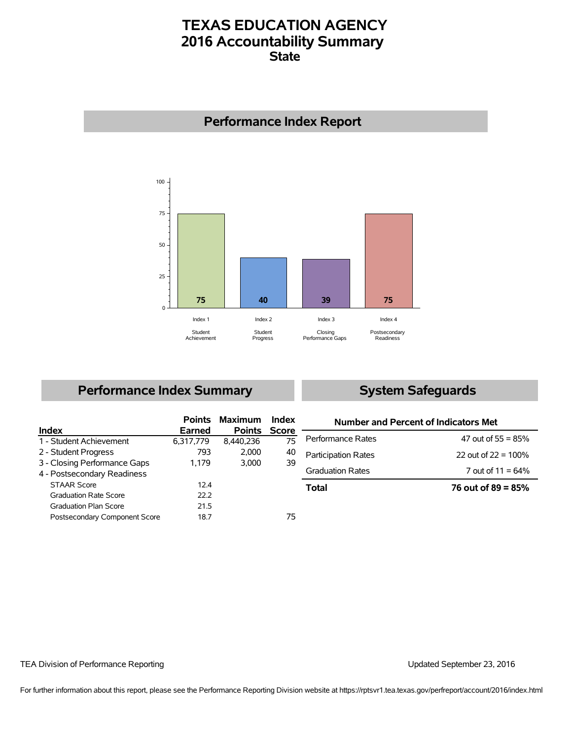# TEXAS EDUCATION AGENCY
# 2016 Accountability Summary
## State

## Performance Index Report

| Index | Label | Score |
|---|---|---|
| Index 1 | Student Achievement | 75 |
| Index 2 | Student Progress | 40 |
| Index 3 | Closing Performance Gaps | 39 |
| Index 4 | Postsecondary Readiness | 75 |

## Performance Index Summary

| Index | Points Earned | Maximum Points | Index Score |
|---|---|---|---|
| 1 - Student Achievement | 6,317,779 | 8,440,236 | 75 |
| 2 - Student Progress | 793 | 2,000 | 40 |
| 3 - Closing Performance Gaps | 1,179 | 3,000 | 39 |
| 4 - Postsecondary Readiness | | | |
| STAAR Score | 12.4 | | |
| Graduation Rate Score | 22.2 | | |
| Graduation Plan Score | 21.5 | | |
| Postsecondary Component Score | 18.7 | | 75 |

## System Safeguards

| Number and Percent of Indicators Met | |
|---|---|
| Performance Rates | 47 out of 55 = 85% |
| Participation Rates | 22 out of 22 = 100% |
| Graduation Rates | 7 out of 11 = 64% |
| **Total** | **76 out of 89 = 85%** |

TEA Division of Performance Reporting

Updated September 23, 2016

For further information about this report, please see the Performance Reporting Division website at https://rptsvr1.tea.texas.gov/perfreport/account/2016/index.html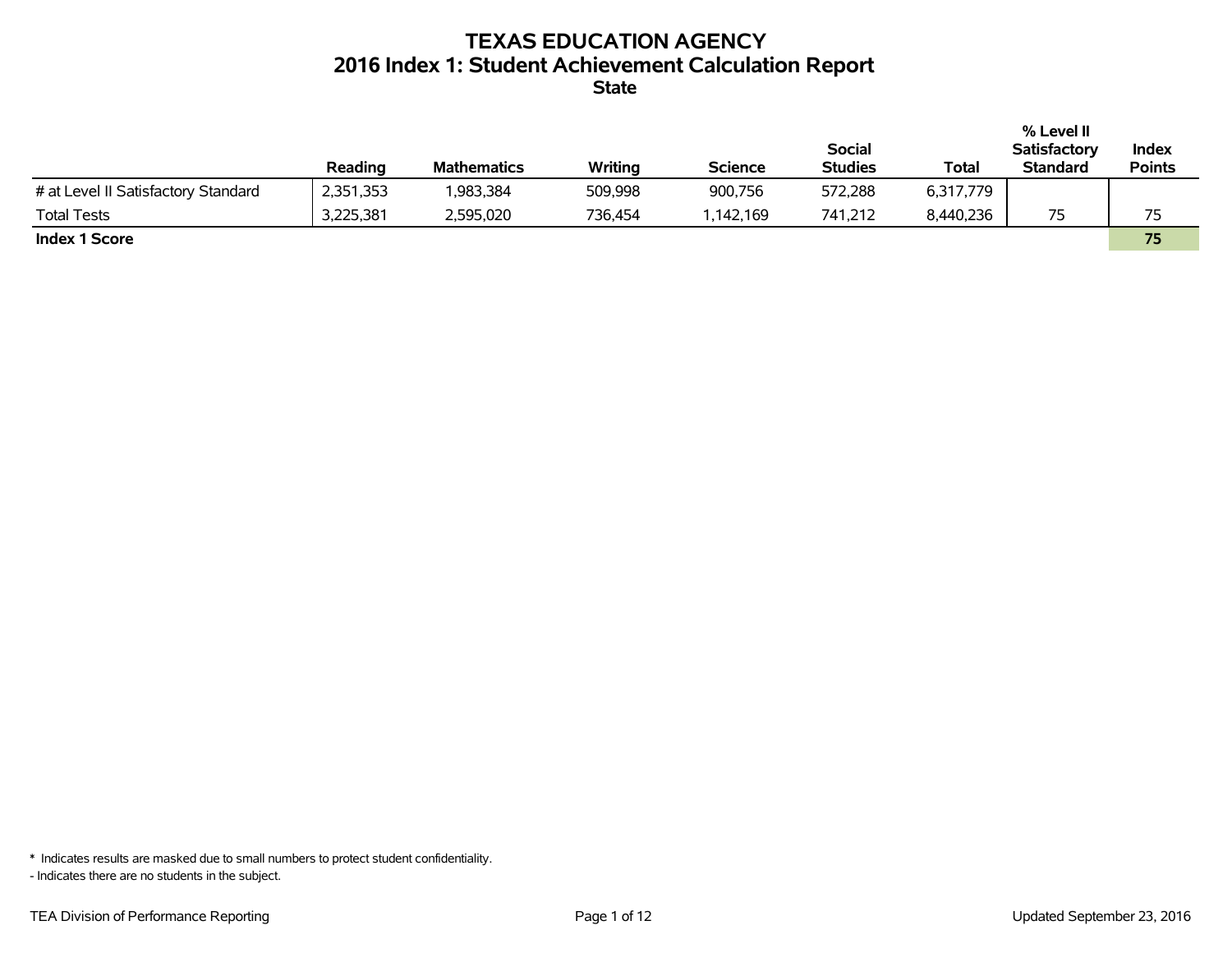# TEXAS EDUCATION AGENCY
## 2016 Index 1: Student Achievement Calculation Report
### State

| | Reading | Mathematics | Writing | Science | Social Studies | Total | % Level II Satisfactory Standard | Index Points |
|---|---|---|---|---|---|---|---|---|
| # at Level II Satisfactory Standard | 2,351,353 | 1,983,384 | 509,998 | 900,756 | 572,288 | 6,317,779 | | |
| Total Tests | 3,225,381 | 2,595,020 | 736,454 | 1,142,169 | 741,212 | 8,440,236 | 75 | 75 |
| **Index 1 Score** | | | | | | | | **75** |

\* Indicates results are masked due to small numbers to protect student confidentiality.

- Indicates there are no students in the subject.

TEA Division of Performance Reporting

Updated September 23, 2016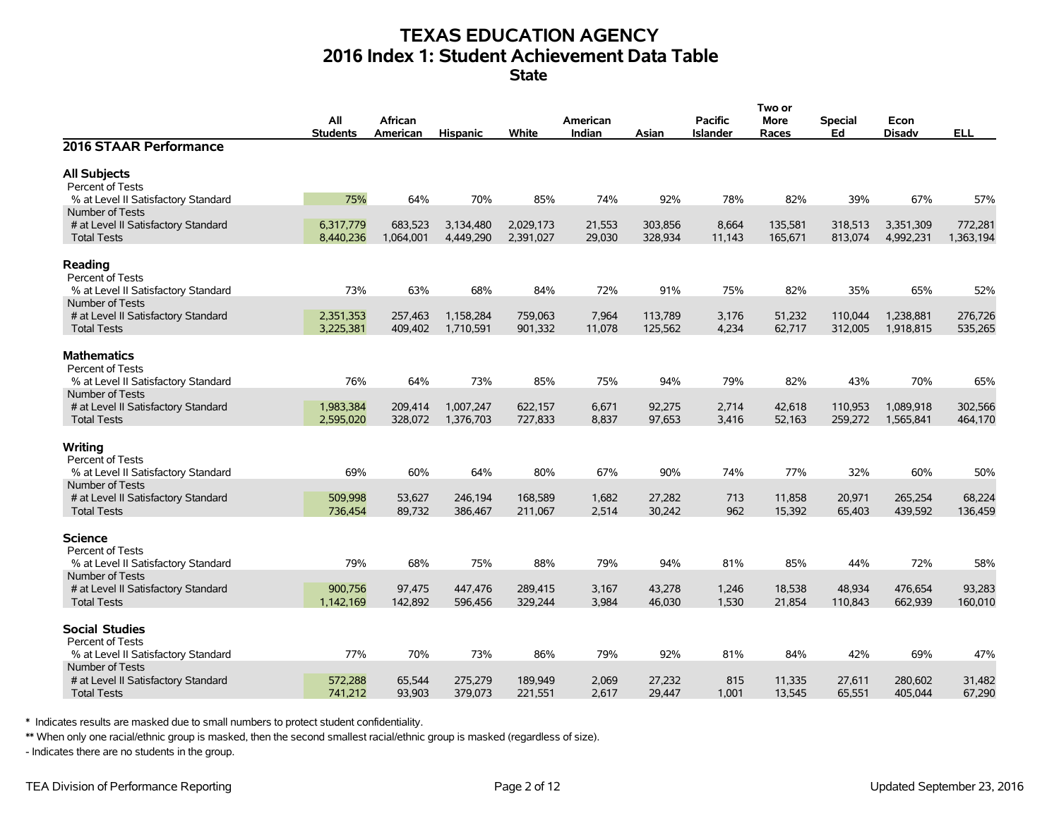# TEXAS EDUCATION AGENCY
## 2016 Index 1: Student Achievement Data Table
### State

| 2016 STAAR Performance | All Students | African American | Hispanic | White | American Indian | Asian | Pacific Islander | Two or More Races | Special Ed | Econ Disadv | ELL |
|---|---|---|---|---|---|---|---|---|---|---|---|
| **All Subjects** | | | | | | | | | | | |
| Percent of Tests | | | | | | | | | | | |
| % at Level II Satisfactory Standard | 75% | 64% | 70% | 85% | 74% | 92% | 78% | 82% | 39% | 67% | 57% |
| Number of Tests | | | | | | | | | | | |
| # at Level II Satisfactory Standard | 6,317,779 | 683,523 | 3,134,480 | 2,029,173 | 21,553 | 303,856 | 8,664 | 135,581 | 318,513 | 3,351,309 | 772,281 |
| Total Tests | 8,440,236 | 1,064,001 | 4,449,290 | 2,391,027 | 29,030 | 328,934 | 11,143 | 165,671 | 813,074 | 4,992,231 | 1,363,194 |
| **Reading** | | | | | | | | | | | |
| Percent of Tests | | | | | | | | | | | |
| % at Level II Satisfactory Standard | 73% | 63% | 68% | 84% | 72% | 91% | 75% | 82% | 35% | 65% | 52% |
| Number of Tests | | | | | | | | | | | |
| # at Level II Satisfactory Standard | 2,351,353 | 257,463 | 1,158,284 | 759,063 | 7,964 | 113,789 | 3,176 | 51,232 | 110,044 | 1,238,881 | 276,726 |
| Total Tests | 3,225,381 | 409,402 | 1,710,591 | 901,332 | 11,078 | 125,562 | 4,234 | 62,717 | 312,005 | 1,918,815 | 535,265 |
| **Mathematics** | | | | | | | | | | | |
| Percent of Tests | | | | | | | | | | | |
| % at Level II Satisfactory Standard | 76% | 64% | 73% | 85% | 75% | 94% | 79% | 82% | 43% | 70% | 65% |
| Number of Tests | | | | | | | | | | | |
| # at Level II Satisfactory Standard | 1,983,384 | 209,414 | 1,007,247 | 622,157 | 6,671 | 92,275 | 2,714 | 42,618 | 110,953 | 1,089,918 | 302,566 |
| Total Tests | 2,595,020 | 328,072 | 1,376,703 | 727,833 | 8,837 | 97,653 | 3,416 | 52,163 | 259,272 | 1,565,841 | 464,170 |
| **Writing** | | | | | | | | | | | |
| Percent of Tests | | | | | | | | | | | |
| % at Level II Satisfactory Standard | 69% | 60% | 64% | 80% | 67% | 90% | 74% | 77% | 32% | 60% | 50% |
| Number of Tests | | | | | | | | | | | |
| # at Level II Satisfactory Standard | 509,998 | 53,627 | 246,194 | 168,589 | 1,682 | 27,282 | 713 | 11,858 | 20,971 | 265,254 | 68,224 |
| Total Tests | 736,454 | 89,732 | 386,467 | 211,067 | 2,514 | 30,242 | 962 | 15,392 | 65,403 | 439,592 | 136,459 |
| **Science** | | | | | | | | | | | |
| Percent of Tests | | | | | | | | | | | |
| % at Level II Satisfactory Standard | 79% | 68% | 75% | 88% | 79% | 94% | 81% | 85% | 44% | 72% | 58% |
| Number of Tests | | | | | | | | | | | |
| # at Level II Satisfactory Standard | 900,756 | 97,475 | 447,476 | 289,415 | 3,167 | 43,278 | 1,246 | 18,538 | 48,934 | 476,654 | 93,283 |
| Total Tests | 1,142,169 | 142,892 | 596,456 | 329,244 | 3,984 | 46,030 | 1,530 | 21,854 | 110,843 | 662,939 | 160,010 |
| **Social Studies** | | | | | | | | | | | |
| Percent of Tests | | | | | | | | | | | |
| % at Level II Satisfactory Standard | 77% | 70% | 73% | 86% | 79% | 92% | 81% | 84% | 42% | 69% | 47% |
| Number of Tests | | | | | | | | | | | |
| # at Level II Satisfactory Standard | 572,288 | 65,544 | 275,279 | 189,949 | 2,069 | 27,232 | 815 | 11,335 | 27,611 | 280,602 | 31,482 |
| Total Tests | 741,212 | 93,903 | 379,073 | 221,551 | 2,617 | 29,447 | 1,001 | 13,545 | 65,551 | 405,044 | 67,290 |

\* Indicates results are masked due to small numbers to protect student confidentiality.

\*\* When only one racial/ethnic group is masked, then the second smallest racial/ethnic group is masked (regardless of size).

\- Indicates there are no students in the group.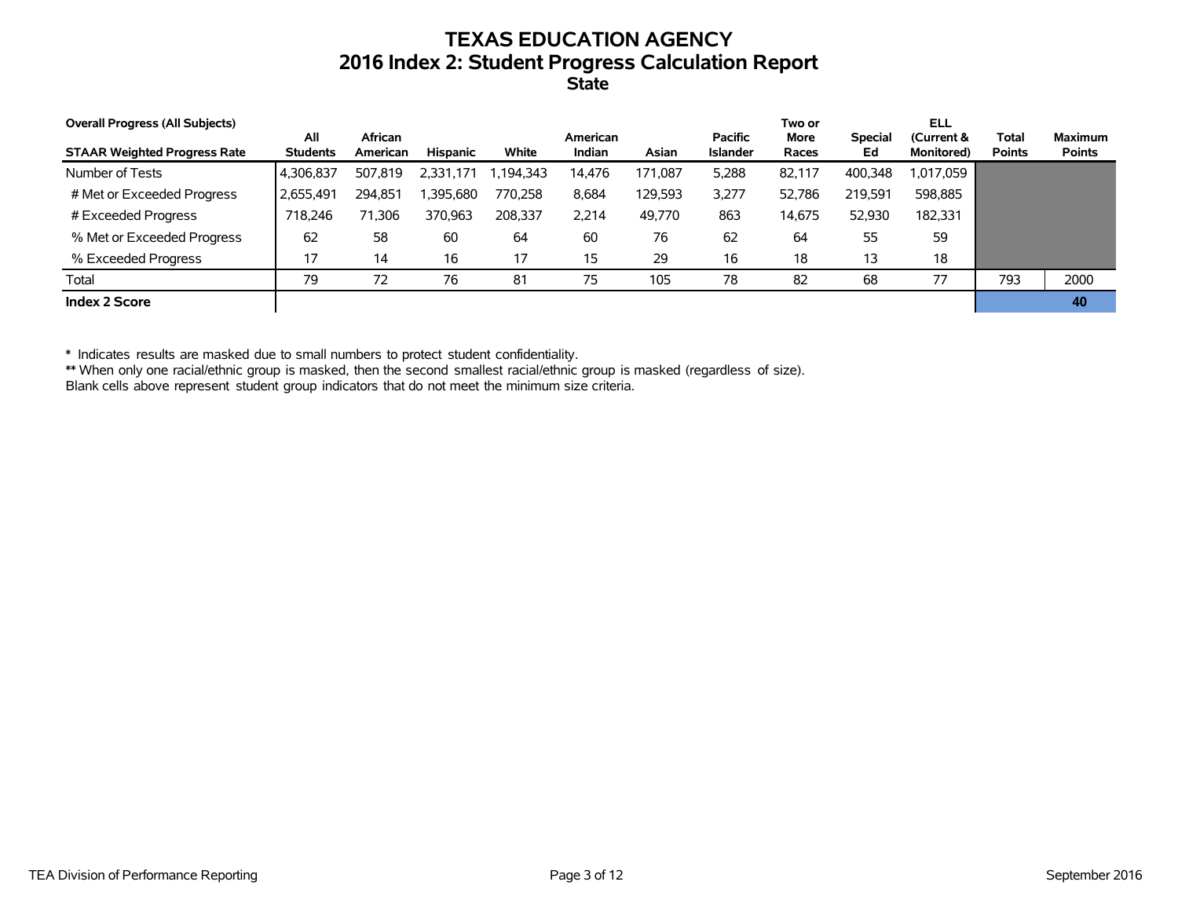# TEXAS EDUCATION AGENCY
## 2016 Index 2: Student Progress Calculation Report
### State

| Overall Progress (All Subjects)<br>STAAR Weighted Progress Rate | All Students | African American | Hispanic | White | American Indian | Asian | Pacific Islander | Two or More Races | Special Ed | ELL (Current & Monitored) | Total Points | Maximum Points |
|---|---|---|---|---|---|---|---|---|---|---|---|---|
| Number of Tests | 4,306,837 | 507,819 | 2,331,171 | 1,194,343 | 14,476 | 171,087 | 5,288 | 82,117 | 400,348 | 1,017,059 | | |
| # Met or Exceeded Progress | 2,655,491 | 294,851 | 1,395,680 | 770,258 | 8,684 | 129,593 | 3,277 | 52,786 | 219,591 | 598,885 | | |
| # Exceeded Progress | 718,246 | 71,306 | 370,963 | 208,337 | 2,214 | 49,770 | 863 | 14,675 | 52,930 | 182,331 | | |
| % Met or Exceeded Progress | 62 | 58 | 60 | 64 | 60 | 76 | 62 | 64 | 55 | 59 | | |
| % Exceeded Progress | 17 | 14 | 16 | 17 | 15 | 29 | 16 | 18 | 13 | 18 | | |
| Total | 79 | 72 | 76 | 81 | 75 | 105 | 78 | 82 | 68 | 77 | 793 | 2000 |
| **Index 2 Score** | | | | | | | | | | | | **40** |

\* Indicates results are masked due to small numbers to protect student confidentiality.

** When only one racial/ethnic group is masked, then the second smallest racial/ethnic group is masked (regardless of size).

Blank cells above represent student group indicators that do not meet the minimum size criteria.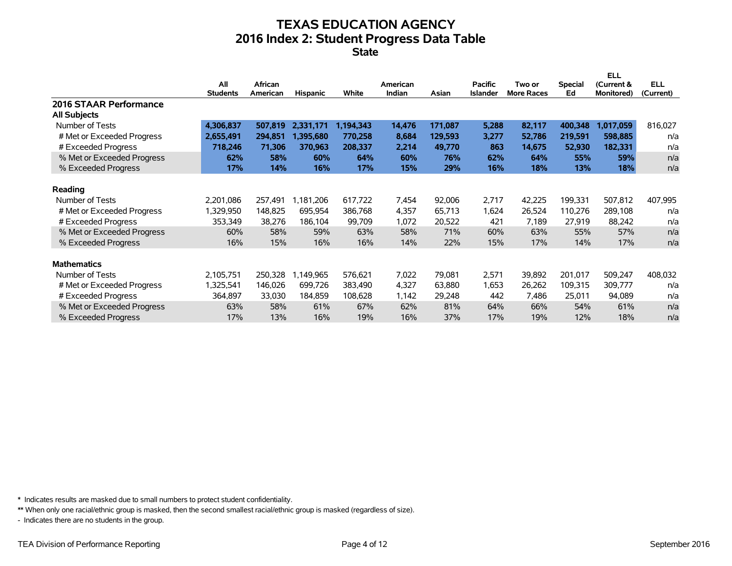# TEXAS EDUCATION AGENCY
## 2016 Index 2: Student Progress Data Table
### State

| | All Students | African American | Hispanic | White | American Indian | Asian | Pacific Islander | Two or More Races | Special Ed | ELL (Current & Monitored) | ELL (Current) |
|---|---|---|---|---|---|---|---|---|---|---|---|
| **2016 STAAR Performance** | | | | | | | | | | | |
| **All Subjects** | | | | | | | | | | | |
| Number of Tests | **4,306,837** | **507,819** | **2,331,171** | **1,194,343** | **14,476** | **171,087** | **5,288** | **82,117** | **400,348** | **1,017,059** | 816,027 |
| # Met or Exceeded Progress | **2,655,491** | **294,851** | **1,395,680** | **770,258** | **8,684** | **129,593** | **3,277** | **52,786** | **219,591** | **598,885** | n/a |
| # Exceeded Progress | **718,246** | **71,306** | **370,963** | **208,337** | **2,214** | **49,770** | **863** | **14,675** | **52,930** | **182,331** | n/a |
| % Met or Exceeded Progress | **62%** | **58%** | **60%** | **64%** | **60%** | **76%** | **62%** | **64%** | **55%** | **59%** | n/a |
| % Exceeded Progress | **17%** | **14%** | **16%** | **17%** | **15%** | **29%** | **16%** | **18%** | **13%** | **18%** | n/a |
| **Reading** | | | | | | | | | | | |
| Number of Tests | 2,201,086 | 257,491 | 1,181,206 | 617,722 | 7,454 | 92,006 | 2,717 | 42,225 | 199,331 | 507,812 | 407,995 |
| # Met or Exceeded Progress | 1,329,950 | 148,825 | 695,954 | 386,768 | 4,357 | 65,713 | 1,624 | 26,524 | 110,276 | 289,108 | n/a |
| # Exceeded Progress | 353,349 | 38,276 | 186,104 | 99,709 | 1,072 | 20,522 | 421 | 7,189 | 27,919 | 88,242 | n/a |
| % Met or Exceeded Progress | 60% | 58% | 59% | 63% | 58% | 71% | 60% | 63% | 55% | 57% | n/a |
| % Exceeded Progress | 16% | 15% | 16% | 16% | 14% | 22% | 15% | 17% | 14% | 17% | n/a |
| **Mathematics** | | | | | | | | | | | |
| Number of Tests | 2,105,751 | 250,328 | 1,149,965 | 576,621 | 7,022 | 79,081 | 2,571 | 39,892 | 201,017 | 509,247 | 408,032 |
| # Met or Exceeded Progress | 1,325,541 | 146,026 | 699,726 | 383,490 | 4,327 | 63,880 | 1,653 | 26,262 | 109,315 | 309,777 | n/a |
| # Exceeded Progress | 364,897 | 33,030 | 184,859 | 108,628 | 1,142 | 29,248 | 442 | 7,486 | 25,011 | 94,089 | n/a |
| % Met or Exceeded Progress | 63% | 58% | 61% | 67% | 62% | 81% | 64% | 66% | 54% | 61% | n/a |
| % Exceeded Progress | 17% | 13% | 16% | 19% | 16% | 37% | 17% | 19% | 12% | 18% | n/a |

\* Indicates results are masked due to small numbers to protect student confidentiality.

\*\* When only one racial/ethnic group is masked, then the second smallest racial/ethnic group is masked (regardless of size).

\- Indicates there are no students in the group.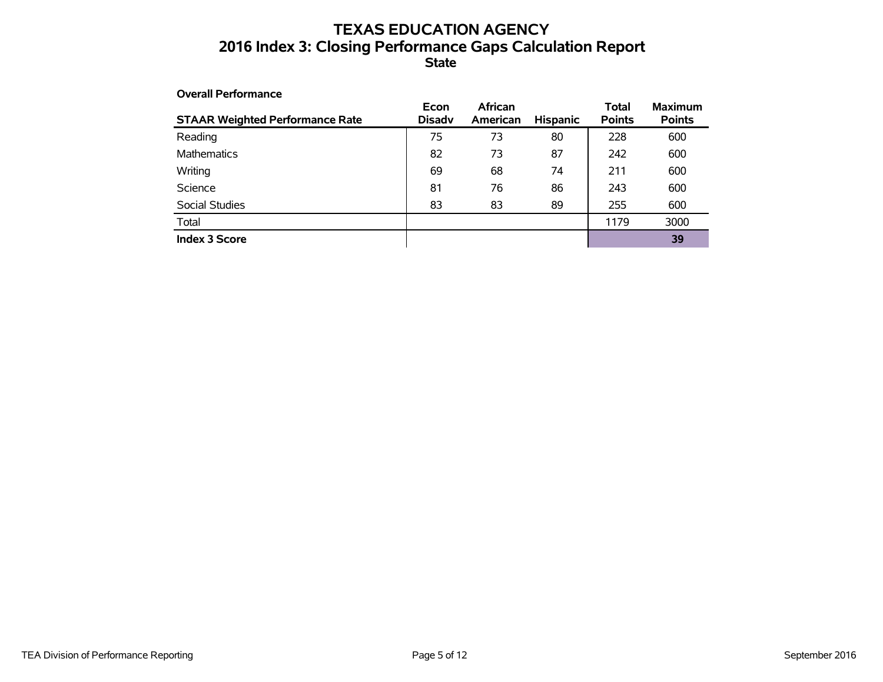# TEXAS EDUCATION AGENCY
## 2016 Index 3: Closing Performance Gaps Calculation Report
### State

**Overall Performance**

| STAAR Weighted Performance Rate | Econ Disadv | African American | Hispanic | Total Points | Maximum Points |
|---|---|---|---|---|---|
| Reading | 75 | 73 | 80 | 228 | 600 |
| Mathematics | 82 | 73 | 87 | 242 | 600 |
| Writing | 69 | 68 | 74 | 211 | 600 |
| Science | 81 | 76 | 86 | 243 | 600 |
| Social Studies | 83 | 83 | 89 | 255 | 600 |
| Total | | | | 1179 | 3000 |
| **Index 3 Score** | | | | | **39** |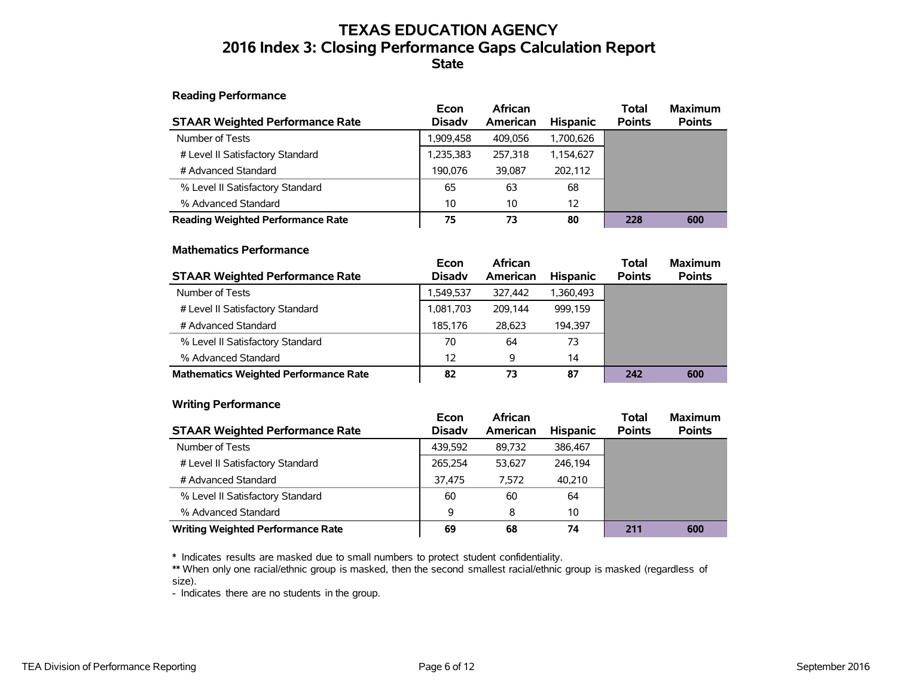# TEXAS EDUCATION AGENCY
## 2016 Index 3: Closing Performance Gaps Calculation Report
### State

**Reading Performance**

| STAAR Weighted Performance Rate | Econ Disadv | African American | Hispanic | Total Points | Maximum Points |
|---|---|---|---|---|---|
| Number of Tests | 1,909,458 | 409,056 | 1,700,626 | | |
| # Level II Satisfactory Standard | 1,235,383 | 257,318 | 1,154,627 | | |
| # Advanced Standard | 190,076 | 39,087 | 202,112 | | |
| % Level II Satisfactory Standard | 65 | 63 | 68 | | |
| % Advanced Standard | 10 | 10 | 12 | | |
| **Reading Weighted Performance Rate** | **75** | **73** | **80** | **228** | **600** |

**Mathematics Performance**

| STAAR Weighted Performance Rate | Econ Disadv | African American | Hispanic | Total Points | Maximum Points |
|---|---|---|---|---|---|
| Number of Tests | 1,549,537 | 327,442 | 1,360,493 | | |
| # Level II Satisfactory Standard | 1,081,703 | 209,144 | 999,159 | | |
| # Advanced Standard | 185,176 | 28,623 | 194,397 | | |
| % Level II Satisfactory Standard | 70 | 64 | 73 | | |
| % Advanced Standard | 12 | 9 | 14 | | |
| **Mathematics Weighted Performance Rate** | **82** | **73** | **87** | **242** | **600** |

**Writing Performance**

| STAAR Weighted Performance Rate | Econ Disadv | African American | Hispanic | Total Points | Maximum Points |
|---|---|---|---|---|---|
| Number of Tests | 439,592 | 89,732 | 386,467 | | |
| # Level II Satisfactory Standard | 265,254 | 53,627 | 246,194 | | |
| # Advanced Standard | 37,475 | 7,572 | 40,210 | | |
| % Level II Satisfactory Standard | 60 | 60 | 64 | | |
| % Advanced Standard | 9 | 8 | 10 | | |
| **Writing Weighted Performance Rate** | **69** | **68** | **74** | **211** | **600** |

**\*** Indicates results are masked due to small numbers to protect student confidentiality.
**\*\*** When only one racial/ethnic group is masked, then the second smallest racial/ethnic group is masked (regardless of size).
\- Indicates there are no students in the group.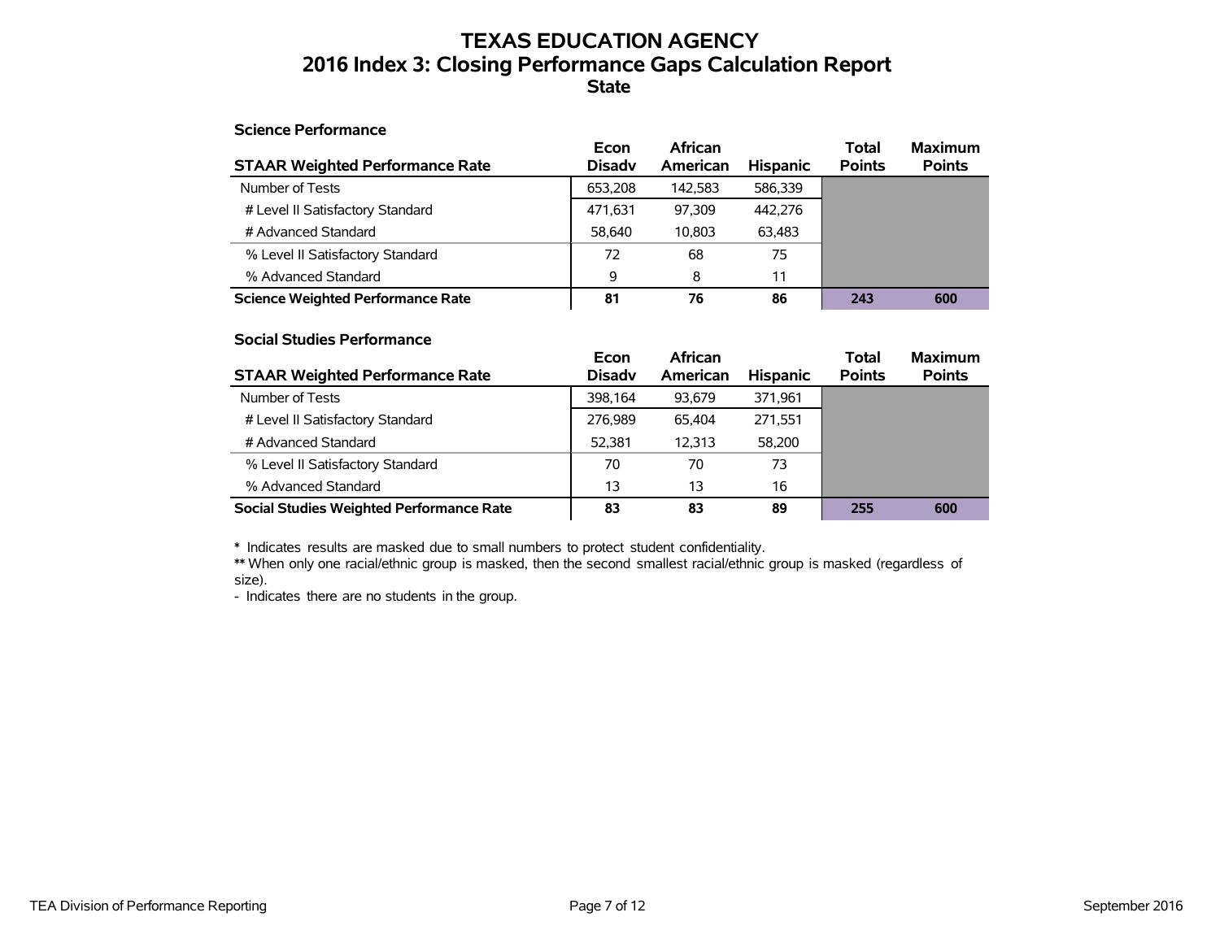# TEXAS EDUCATION AGENCY
## 2016 Index 3: Closing Performance Gaps Calculation Report
### State

#### Science Performance

| STAAR Weighted Performance Rate | Econ Disadv | African American | Hispanic | Total Points | Maximum Points |
|---|---|---|---|---|---|
| Number of Tests | 653,208 | 142,583 | 586,339 | | |
| # Level II Satisfactory Standard | 471,631 | 97,309 | 442,276 | | |
| # Advanced Standard | 58,640 | 10,803 | 63,483 | | |
| % Level II Satisfactory Standard | 72 | 68 | 75 | | |
| % Advanced Standard | 9 | 8 | 11 | | |
| **Science Weighted Performance Rate** | **81** | **76** | **86** | **243** | **600** |

#### Social Studies Performance

| STAAR Weighted Performance Rate | Econ Disadv | African American | Hispanic | Total Points | Maximum Points |
|---|---|---|---|---|---|
| Number of Tests | 398,164 | 93,679 | 371,961 | | |
| # Level II Satisfactory Standard | 276,989 | 65,404 | 271,551 | | |
| # Advanced Standard | 52,381 | 12,313 | 58,200 | | |
| % Level II Satisfactory Standard | 70 | 70 | 73 | | |
| % Advanced Standard | 13 | 13 | 16 | | |
| **Social Studies Weighted Performance Rate** | **83** | **83** | **89** | **255** | **600** |

**\*** Indicates results are masked due to small numbers to protect student confidentiality.
**\*\*** When only one racial/ethnic group is masked, then the second smallest racial/ethnic group is masked (regardless of size).
\- Indicates there are no students in the group.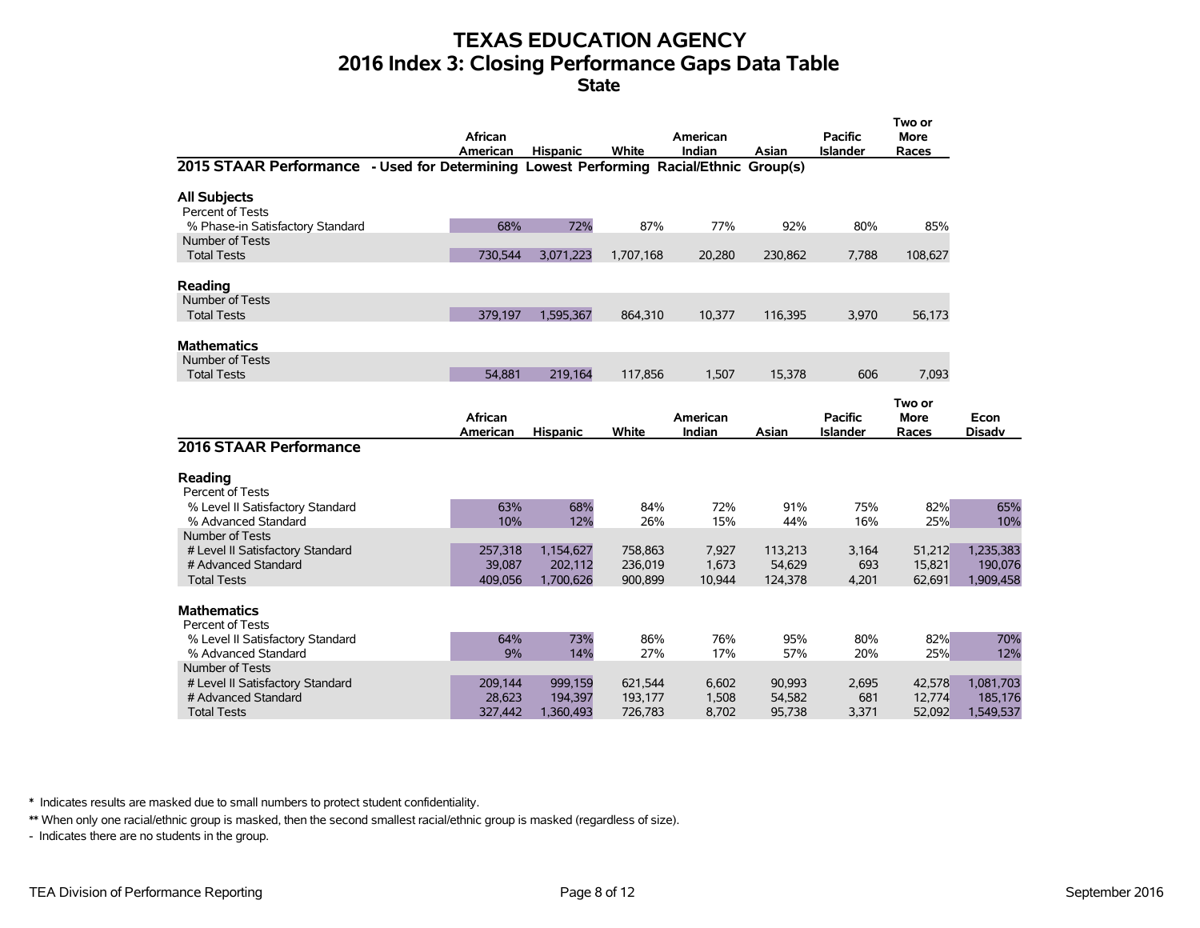# TEXAS EDUCATION AGENCY
## 2016 Index 3: Closing Performance Gaps Data Table
### State

| | African American | Hispanic | White | American Indian | Asian | Pacific Islander | Two or More Races |
|---|---|---|---|---|---|---|---|
| **2015 STAAR Performance - Used for Determining Lowest Performing Racial/Ethnic Group(s)** | | | | | | | |
| **All Subjects** | | | | | | | |
| Percent of Tests | | | | | | | |
| % Phase-in Satisfactory Standard | 68% | 72% | 87% | 77% | 92% | 80% | 85% |
| Number of Tests | | | | | | | |
| Total Tests | 730,544 | 3,071,223 | 1,707,168 | 20,280 | 230,862 | 7,788 | 108,627 |
| **Reading** | | | | | | | |
| Number of Tests | | | | | | | |
| Total Tests | 379,197 | 1,595,367 | 864,310 | 10,377 | 116,395 | 3,970 | 56,173 |
| **Mathematics** | | | | | | | |
| Number of Tests | | | | | | | |
| Total Tests | 54,881 | 219,164 | 117,856 | 1,507 | 15,378 | 606 | 7,093 |

| | African American | Hispanic | White | American Indian | Asian | Pacific Islander | Two or More Races | Econ Disadv |
|---|---|---|---|---|---|---|---|---|
| **2016 STAAR Performance** | | | | | | | | |
| **Reading** | | | | | | | | |
| Percent of Tests | | | | | | | | |
| % Level II Satisfactory Standard | 63% | 68% | 84% | 72% | 91% | 75% | 82% | 65% |
| % Advanced Standard | 10% | 12% | 26% | 15% | 44% | 16% | 25% | 10% |
| Number of Tests | | | | | | | | |
| # Level II Satisfactory Standard | 257,318 | 1,154,627 | 758,863 | 7,927 | 113,213 | 3,164 | 51,212 | 1,235,383 |
| # Advanced Standard | 39,087 | 202,112 | 236,019 | 1,673 | 54,629 | 693 | 15,821 | 190,076 |
| Total Tests | 409,056 | 1,700,626 | 900,899 | 10,944 | 124,378 | 4,201 | 62,691 | 1,909,458 |
| **Mathematics** | | | | | | | | |
| Percent of Tests | | | | | | | | |
| % Level II Satisfactory Standard | 64% | 73% | 86% | 76% | 95% | 80% | 82% | 70% |
| % Advanced Standard | 9% | 14% | 27% | 17% | 57% | 20% | 25% | 12% |
| Number of Tests | | | | | | | | |
| # Level II Satisfactory Standard | 209,144 | 999,159 | 621,544 | 6,602 | 90,993 | 2,695 | 42,578 | 1,081,703 |
| # Advanced Standard | 28,623 | 194,397 | 193,177 | 1,508 | 54,582 | 681 | 12,774 | 185,176 |
| Total Tests | 327,442 | 1,360,493 | 726,783 | 8,702 | 95,738 | 3,371 | 52,092 | 1,549,537 |

**\*** Indicates results are masked due to small numbers to protect student confidentiality.

**\*\*** When only one racial/ethnic group is masked, then the second smallest racial/ethnic group is masked (regardless of size).

\- Indicates there are no students in the group.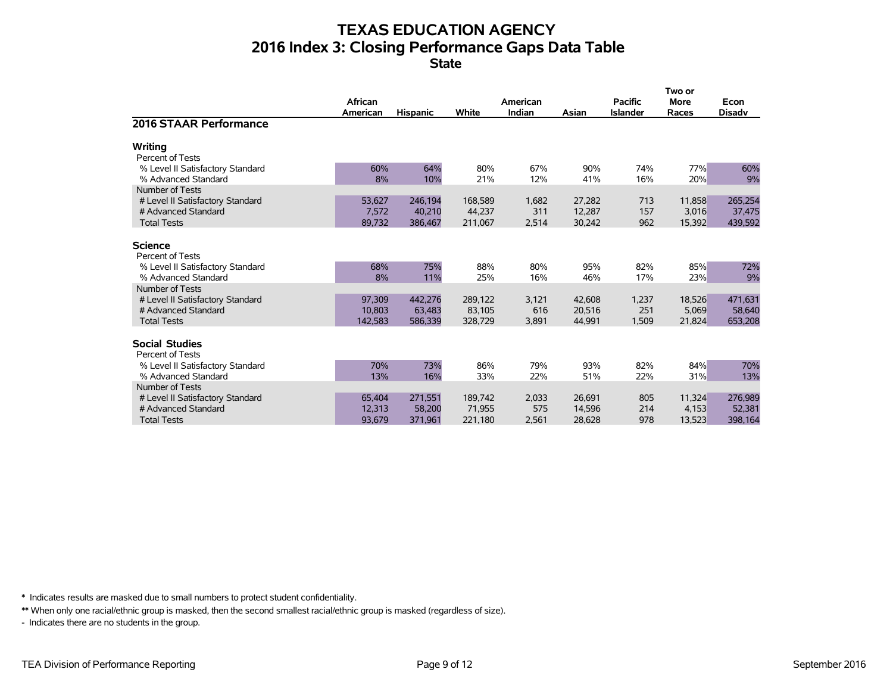# TEXAS EDUCATION AGENCY
## 2016 Index 3: Closing Performance Gaps Data Table
### State

| 2016 STAAR Performance | African American | Hispanic | White | American Indian | Asian | Pacific Islander | Two or More Races | Econ Disadv |
|---|---|---|---|---|---|---|---|---|
| **Writing** | | | | | | | | |
| Percent of Tests | | | | | | | | |
| % Level II Satisfactory Standard | 60% | 64% | 80% | 67% | 90% | 74% | 77% | 60% |
| % Advanced Standard | 8% | 10% | 21% | 12% | 41% | 16% | 20% | 9% |
| Number of Tests | | | | | | | | |
| # Level II Satisfactory Standard | 53,627 | 246,194 | 168,589 | 1,682 | 27,282 | 713 | 11,858 | 265,254 |
| # Advanced Standard | 7,572 | 40,210 | 44,237 | 311 | 12,287 | 157 | 3,016 | 37,475 |
| Total Tests | 89,732 | 386,467 | 211,067 | 2,514 | 30,242 | 962 | 15,392 | 439,592 |
| **Science** | | | | | | | | |
| Percent of Tests | | | | | | | | |
| % Level II Satisfactory Standard | 68% | 75% | 88% | 80% | 95% | 82% | 85% | 72% |
| % Advanced Standard | 8% | 11% | 25% | 16% | 46% | 17% | 23% | 9% |
| Number of Tests | | | | | | | | |
| # Level II Satisfactory Standard | 97,309 | 442,276 | 289,122 | 3,121 | 42,608 | 1,237 | 18,526 | 471,631 |
| # Advanced Standard | 10,803 | 63,483 | 83,105 | 616 | 20,516 | 251 | 5,069 | 58,640 |
| Total Tests | 142,583 | 586,339 | 328,729 | 3,891 | 44,991 | 1,509 | 21,824 | 653,208 |
| **Social Studies** | | | | | | | | |
| Percent of Tests | | | | | | | | |
| % Level II Satisfactory Standard | 70% | 73% | 86% | 79% | 93% | 82% | 84% | 70% |
| % Advanced Standard | 13% | 16% | 33% | 22% | 51% | 22% | 31% | 13% |
| Number of Tests | | | | | | | | |
| # Level II Satisfactory Standard | 65,404 | 271,551 | 189,742 | 2,033 | 26,691 | 805 | 11,324 | 276,989 |
| # Advanced Standard | 12,313 | 58,200 | 71,955 | 575 | 14,596 | 214 | 4,153 | 52,381 |
| Total Tests | 93,679 | 371,961 | 221,180 | 2,561 | 28,628 | 978 | 13,523 | 398,164 |

* Indicates results are masked due to small numbers to protect student confidentiality.

** When only one racial/ethnic group is masked, then the second smallest racial/ethnic group is masked (regardless of size).

\- Indicates there are no students in the group.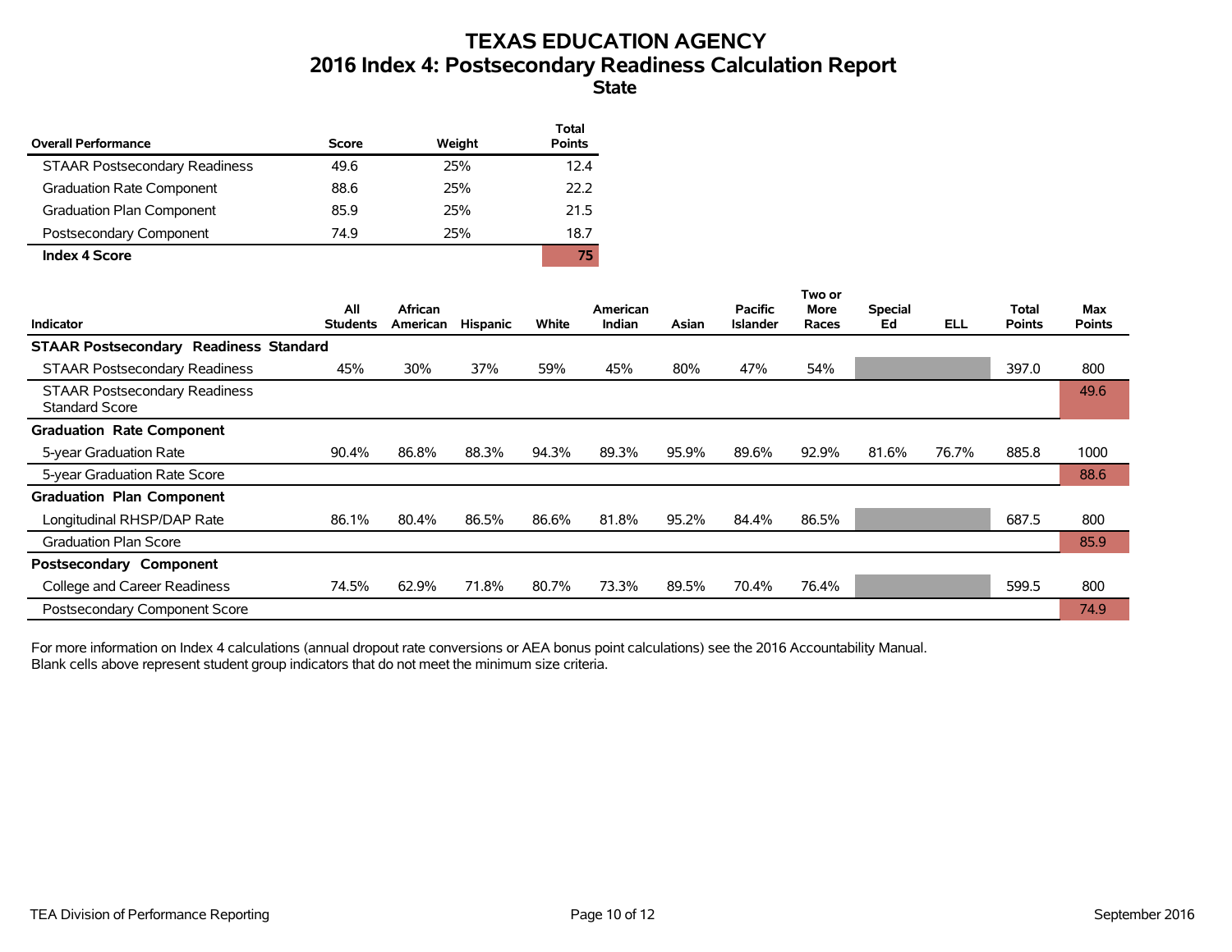# TEXAS EDUCATION AGENCY
## 2016 Index 4: Postsecondary Readiness Calculation Report
### State

| Overall Performance | Score | Weight | Total Points |
|---|---|---|---|
| STAAR Postsecondary Readiness | 49.6 | 25% | 12.4 |
| Graduation Rate Component | 88.6 | 25% | 22.2 |
| Graduation Plan Component | 85.9 | 25% | 21.5 |
| Postsecondary Component | 74.9 | 25% | 18.7 |
| **Index 4 Score** | | | **75** |

| Indicator | All Students | African American | Hispanic | White | American Indian | Asian | Pacific Islander | Two or More Races | Special Ed | ELL | Total Points | Max Points |
|---|---|---|---|---|---|---|---|---|---|---|---|---|
| **STAAR Postsecondary Readiness Standard** | | | | | | | | | | | | |
| STAAR Postsecondary Readiness | 45% | 30% | 37% | 59% | 45% | 80% | 47% | 54% | | | 397.0 | 800 |
| STAAR Postsecondary Readiness Standard Score | | | | | | | | | | | | 49.6 |
| **Graduation Rate Component** | | | | | | | | | | | | |
| 5-year Graduation Rate | 90.4% | 86.8% | 88.3% | 94.3% | 89.3% | 95.9% | 89.6% | 92.9% | 81.6% | 76.7% | 885.8 | 1000 |
| 5-year Graduation Rate Score | | | | | | | | | | | | 88.6 |
| **Graduation Plan Component** | | | | | | | | | | | | |
| Longitudinal RHSP/DAP Rate | 86.1% | 80.4% | 86.5% | 86.6% | 81.8% | 95.2% | 84.4% | 86.5% | | | 687.5 | 800 |
| Graduation Plan Score | | | | | | | | | | | | 85.9 |
| **Postsecondary Component** | | | | | | | | | | | | |
| College and Career Readiness | 74.5% | 62.9% | 71.8% | 80.7% | 73.3% | 89.5% | 70.4% | 76.4% | | | 599.5 | 800 |
| Postsecondary Component Score | | | | | | | | | | | | 74.9 |

For more information on Index 4 calculations (annual dropout rate conversions or AEA bonus point calculations) see the 2016 Accountability Manual.
Blank cells above represent student group indicators that do not meet the minimum size criteria.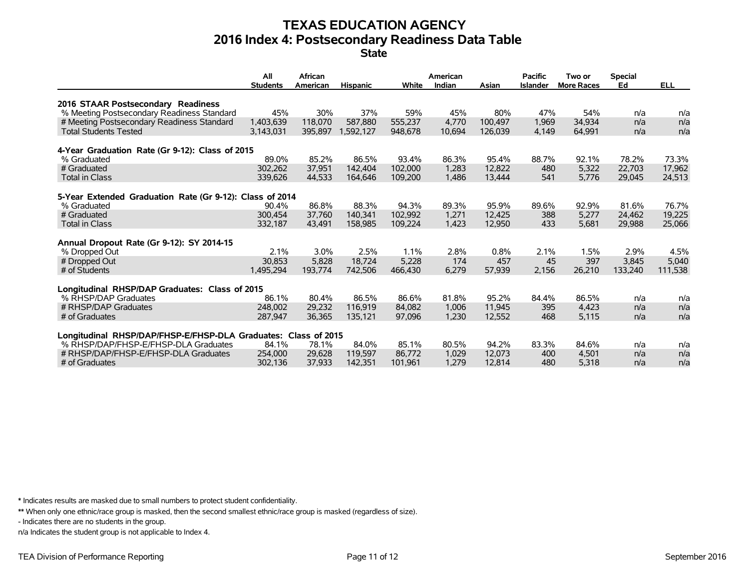# TEXAS EDUCATION AGENCY
## 2016 Index 4: Postsecondary Readiness Data Table
### State

| | All Students | African American | Hispanic | White | American Indian | Asian | Pacific Islander | Two or More Races | Special Ed | ELL |
|---|---|---|---|---|---|---|---|---|---|---|
| **2016 STAAR Postsecondary Readiness** | | | | | | | | | | |
| % Meeting Postsecondary Readiness Standard | 45% | 30% | 37% | 59% | 45% | 80% | 47% | 54% | n/a | n/a |
| # Meeting Postsecondary Readiness Standard | 1,403,639 | 118,070 | 587,880 | 555,237 | 4,770 | 100,497 | 1,969 | 34,934 | n/a | n/a |
| Total Students Tested | 3,143,031 | 395,897 | 1,592,127 | 948,678 | 10,694 | 126,039 | 4,149 | 64,991 | n/a | n/a |
| **4-Year Graduation Rate (Gr 9-12): Class of 2015** | | | | | | | | | | |
| % Graduated | 89.0% | 85.2% | 86.5% | 93.4% | 86.3% | 95.4% | 88.7% | 92.1% | 78.2% | 73.3% |
| # Graduated | 302,262 | 37,951 | 142,404 | 102,000 | 1,283 | 12,822 | 480 | 5,322 | 22,703 | 17,962 |
| Total in Class | 339,626 | 44,533 | 164,646 | 109,200 | 1,486 | 13,444 | 541 | 5,776 | 29,045 | 24,513 |
| **5-Year Extended Graduation Rate (Gr 9-12): Class of 2014** | | | | | | | | | | |
| % Graduated | 90.4% | 86.8% | 88.3% | 94.3% | 89.3% | 95.9% | 89.6% | 92.9% | 81.6% | 76.7% |
| # Graduated | 300,454 | 37,760 | 140,341 | 102,992 | 1,271 | 12,425 | 388 | 5,277 | 24,462 | 19,225 |
| Total in Class | 332,187 | 43,491 | 158,985 | 109,224 | 1,423 | 12,950 | 433 | 5,681 | 29,988 | 25,066 |
| **Annual Dropout Rate (Gr 9-12): SY 2014-15** | | | | | | | | | | |
| % Dropped Out | 2.1% | 3.0% | 2.5% | 1.1% | 2.8% | 0.8% | 2.1% | 1.5% | 2.9% | 4.5% |
| # Dropped Out | 30,853 | 5,828 | 18,724 | 5,228 | 174 | 457 | 45 | 397 | 3,845 | 5,040 |
| # of Students | 1,495,294 | 193,774 | 742,506 | 466,430 | 6,279 | 57,939 | 2,156 | 26,210 | 133,240 | 111,538 |
| **Longitudinal RHSP/DAP Graduates: Class of 2015** | | | | | | | | | | |
| % RHSP/DAP Graduates | 86.1% | 80.4% | 86.5% | 86.6% | 81.8% | 95.2% | 84.4% | 86.5% | n/a | n/a |
| # RHSP/DAP Graduates | 248,002 | 29,232 | 116,919 | 84,082 | 1,006 | 11,945 | 395 | 4,423 | n/a | n/a |
| # of Graduates | 287,947 | 36,365 | 135,121 | 97,096 | 1,230 | 12,552 | 468 | 5,115 | n/a | n/a |
| **Longitudinal RHSP/DAP/FHSP-E/FHSP-DLA Graduates: Class of 2015** | | | | | | | | | | |
| % RHSP/DAP/FHSP-E/FHSP-DLA Graduates | 84.1% | 78.1% | 84.0% | 85.1% | 80.5% | 94.2% | 83.3% | 84.6% | n/a | n/a |
| # RHSP/DAP/FHSP-E/FHSP-DLA Graduates | 254,000 | 29,628 | 119,597 | 86,772 | 1,029 | 12,073 | 400 | 4,501 | n/a | n/a |
| # of Graduates | 302,136 | 37,933 | 142,351 | 101,961 | 1,279 | 12,814 | 480 | 5,318 | n/a | n/a |

\* Indicates results are masked due to small numbers to protect student confidentiality.

\*\* When only one ethnic/race group is masked, then the second smallest ethnic/race group is masked (regardless of size).

\- Indicates there are no students in the group.

n/a Indicates the student group is not applicable to Index 4.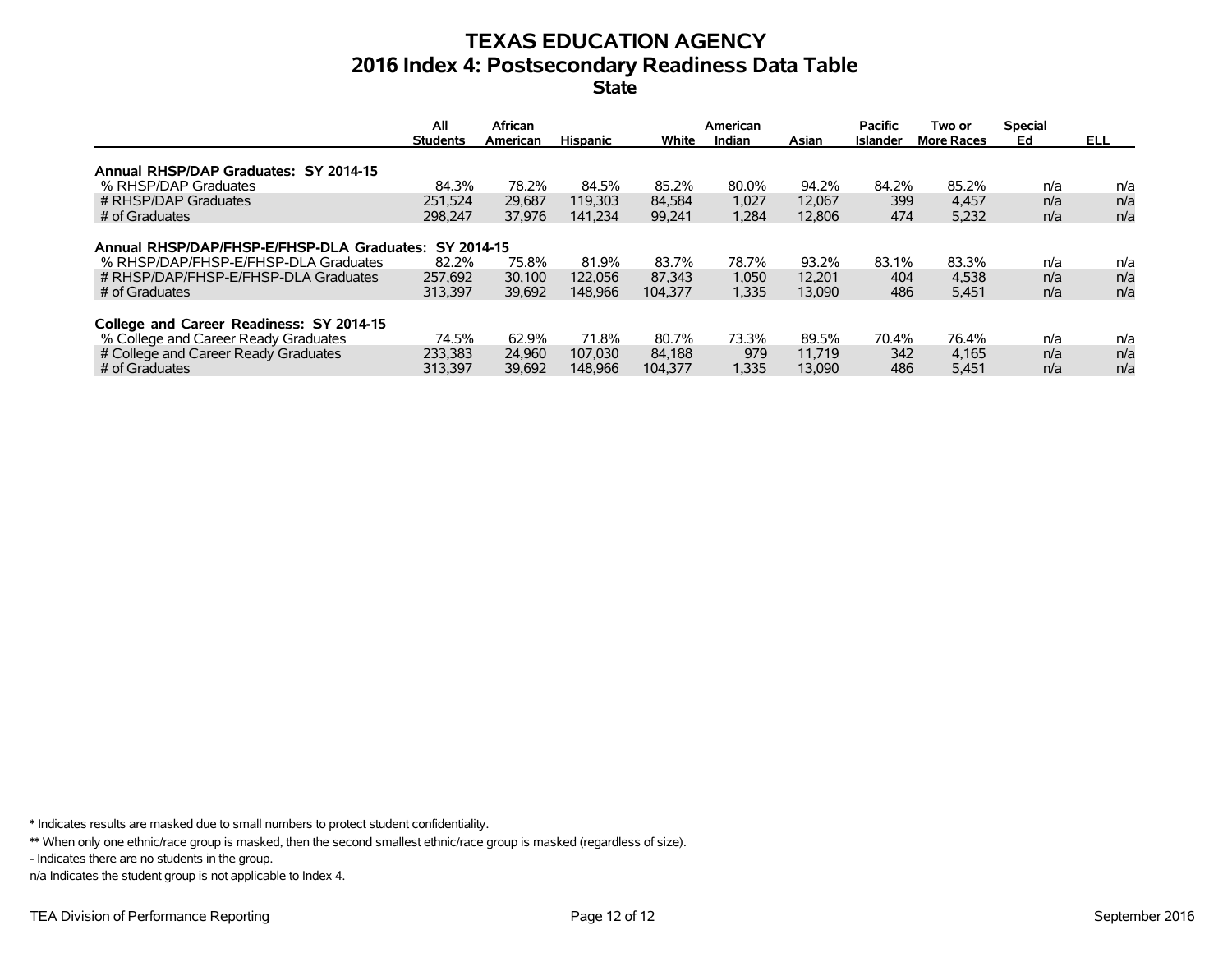# TEXAS EDUCATION AGENCY
## 2016 Index 4: Postsecondary Readiness Data Table
### State

| | All Students | African American | Hispanic | White | American Indian | Asian | Pacific Islander | Two or More Races | Special Ed | ELL |
|---|---|---|---|---|---|---|---|---|---|---|
| **Annual RHSP/DAP Graduates: SY 2014-15** | | | | | | | | | | |
| % RHSP/DAP Graduates | 84.3% | 78.2% | 84.5% | 85.2% | 80.0% | 94.2% | 84.2% | 85.2% | n/a | n/a |
| # RHSP/DAP Graduates | 251,524 | 29,687 | 119,303 | 84,584 | 1,027 | 12,067 | 399 | 4,457 | n/a | n/a |
| # of Graduates | 298,247 | 37,976 | 141,234 | 99,241 | 1,284 | 12,806 | 474 | 5,232 | n/a | n/a |
| **Annual RHSP/DAP/FHSP-E/FHSP-DLA Graduates: SY 2014-15** | | | | | | | | | | |
| % RHSP/DAP/FHSP-E/FHSP-DLA Graduates | 82.2% | 75.8% | 81.9% | 83.7% | 78.7% | 93.2% | 83.1% | 83.3% | n/a | n/a |
| # RHSP/DAP/FHSP-E/FHSP-DLA Graduates | 257,692 | 30,100 | 122,056 | 87,343 | 1,050 | 12,201 | 404 | 4,538 | n/a | n/a |
| # of Graduates | 313,397 | 39,692 | 148,966 | 104,377 | 1,335 | 13,090 | 486 | 5,451 | n/a | n/a |
| **College and Career Readiness: SY 2014-15** | | | | | | | | | | |
| % College and Career Ready Graduates | 74.5% | 62.9% | 71.8% | 80.7% | 73.3% | 89.5% | 70.4% | 76.4% | n/a | n/a |
| # College and Career Ready Graduates | 233,383 | 24,960 | 107,030 | 84,188 | 979 | 11,719 | 342 | 4,165 | n/a | n/a |
| # of Graduates | 313,397 | 39,692 | 148,966 | 104,377 | 1,335 | 13,090 | 486 | 5,451 | n/a | n/a |

* Indicates results are masked due to small numbers to protect student confidentiality.

** When only one ethnic/race group is masked, then the second smallest ethnic/race group is masked (regardless of size).

- Indicates there are no students in the group.

n/a Indicates the student group is not applicable to Index 4.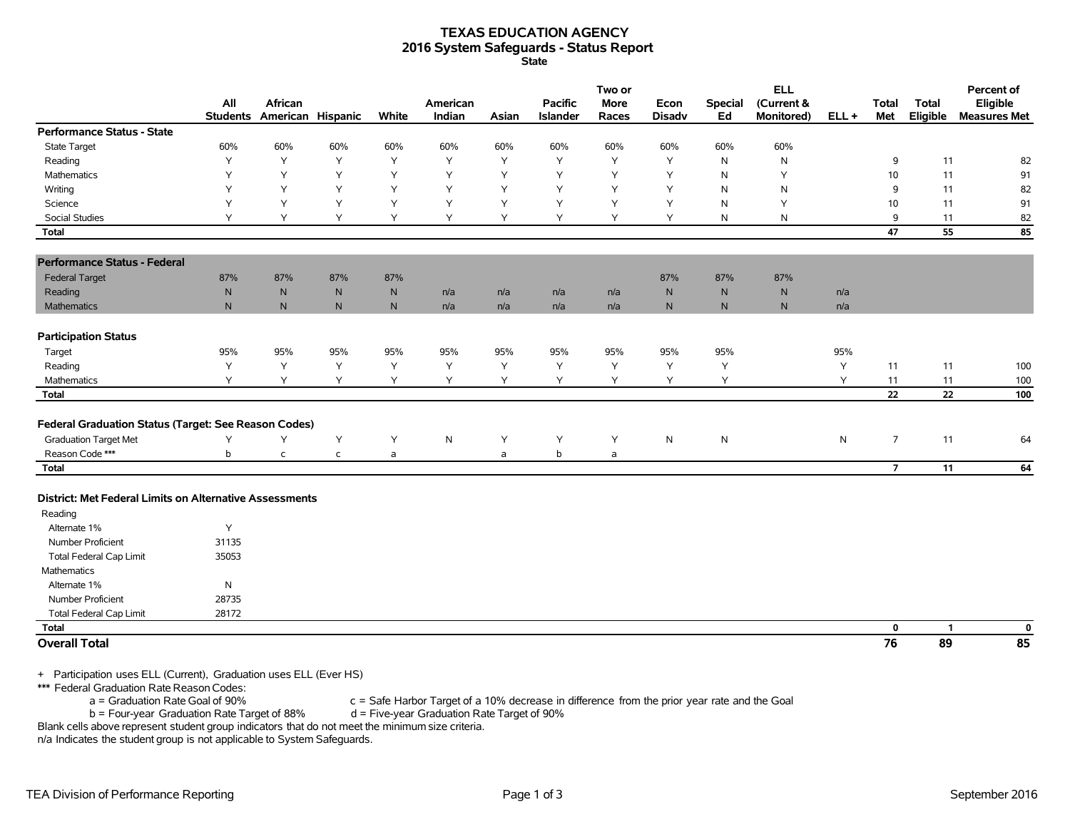# TEXAS EDUCATION AGENCY
## 2016 System Safeguards - Status Report
### State

| | All Students | African American | Hispanic | White | American Indian | Asian | Pacific Islander | Two or More Races | Econ Disadv | Special Ed | ELL (Current & Monitored) | ELL + | Total Met | Total Eligible | Percent of Eligible Measures Met |
|---|---|---|---|---|---|---|---|---|---|---|---|---|---|---|---|
| **Performance Status - State** | | | | | | | | | | | | | | | |
| State Target | 60% | 60% | 60% | 60% | 60% | 60% | 60% | 60% | 60% | 60% | 60% | | | | |
| Reading | Y | Y | Y | Y | Y | Y | Y | Y | Y | N | N | | 9 | 11 | 82 |
| Mathematics | Y | Y | Y | Y | Y | Y | Y | Y | Y | N | Y | | 10 | 11 | 91 |
| Writing | Y | Y | Y | Y | Y | Y | Y | Y | Y | N | N | | 9 | 11 | 82 |
| Science | Y | Y | Y | Y | Y | Y | Y | Y | Y | N | Y | | 10 | 11 | 91 |
| Social Studies | Y | Y | Y | Y | Y | Y | Y | Y | Y | N | N | | 9 | 11 | 82 |
| **Total** | | | | | | | | | | | | | **47** | **55** | **85** |
| **Performance Status - Federal** | | | | | | | | | | | | | | | |
| Federal Target | 87% | 87% | 87% | 87% | | | | | 87% | 87% | 87% | | | | |
| Reading | N | N | N | N | n/a | n/a | n/a | n/a | N | N | N | n/a | | | |
| Mathematics | N | N | N | N | n/a | n/a | n/a | n/a | N | N | N | n/a | | | |
| **Participation Status** | | | | | | | | | | | | | | | |
| Target | 95% | 95% | 95% | 95% | 95% | 95% | 95% | 95% | 95% | 95% | | 95% | | | |
| Reading | Y | Y | Y | Y | Y | Y | Y | Y | Y | Y | | Y | 11 | 11 | 100 |
| Mathematics | Y | Y | Y | Y | Y | Y | Y | Y | Y | Y | | Y | 11 | 11 | 100 |
| **Total** | | | | | | | | | | | | | **22** | **22** | **100** |
| **Federal Graduation Status (Target: See Reason Codes)** | | | | | | | | | | | | | | | |
| Graduation Target Met | Y | Y | Y | Y | N | Y | Y | Y | N | N | | N | 7 | 11 | 64 |
| Reason Code *** | b | c | c | a | | a | b | a | | | | | | | |
| **Total** | | | | | | | | | | | | | **7** | **11** | **64** |
| **District: Met Federal Limits on Alternative Assessments** | | | | | | | | | | | | | | | |
| Reading | | | | | | | | | | | | | | | |
| Alternate 1% | Y | | | | | | | | | | | | | | |
| Number Proficient | 31135 | | | | | | | | | | | | | | |
| Total Federal Cap Limit | 35053 | | | | | | | | | | | | | | |
| Mathematics | | | | | | | | | | | | | | | |
| Alternate 1% | N | | | | | | | | | | | | | | |
| Number Proficient | 28735 | | | | | | | | | | | | | | |
| Total Federal Cap Limit | 28172 | | | | | | | | | | | | | | |
| **Total** | | | | | | | | | | | | | **0** | **1** | **0** |
| **Overall Total** | | | | | | | | | | | | | **76** | **89** | **85** |

+ Participation uses ELL (Current), Graduation uses ELL (Ever HS)

*** Federal Graduation Rate Reason Codes:

a = Graduation Rate Goal of 90%
b = Four-year Graduation Rate Target of 88%
c = Safe Harbor Target of a 10% decrease in difference from the prior year rate and the Goal
d = Five-year Graduation Rate Target of 90%

Blank cells above represent student group indicators that do not meet the minimum size criteria.

n/a Indicates the student group is not applicable to System Safeguards.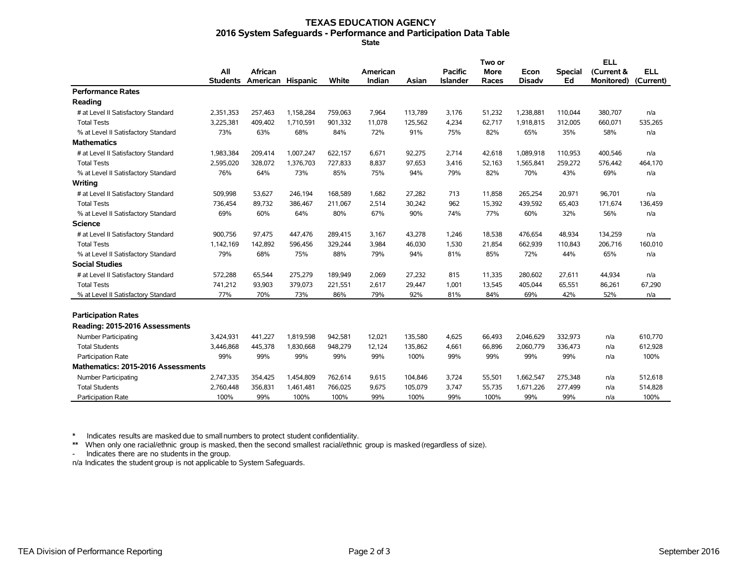# TEXAS EDUCATION AGENCY
## 2016 System Safeguards - Performance and Participation Data Table
### State

| | All Students | African American | Hispanic | White | American Indian | Asian | Pacific Islander | Two or More Races | Econ Disadv | Special Ed | ELL (Current & Monitored) | ELL (Current) |
|---|---|---|---|---|---|---|---|---|---|---|---|---|
| **Performance Rates** | | | | | | | | | | | | |
| **Reading** | | | | | | | | | | | | |
| # at Level II Satisfactory Standard | 2,351,353 | 257,463 | 1,158,284 | 759,063 | 7,964 | 113,789 | 3,176 | 51,232 | 1,238,881 | 110,044 | 380,707 | n/a |
| Total Tests | 3,225,381 | 409,402 | 1,710,591 | 901,332 | 11,078 | 125,562 | 4,234 | 62,717 | 1,918,815 | 312,005 | 660,071 | 535,265 |
| % at Level II Satisfactory Standard | 73% | 63% | 68% | 84% | 72% | 91% | 75% | 82% | 65% | 35% | 58% | n/a |
| **Mathematics** | | | | | | | | | | | | |
| # at Level II Satisfactory Standard | 1,983,384 | 209,414 | 1,007,247 | 622,157 | 6,671 | 92,275 | 2,714 | 42,618 | 1,089,918 | 110,953 | 400,546 | n/a |
| Total Tests | 2,595,020 | 328,072 | 1,376,703 | 727,833 | 8,837 | 97,653 | 3,416 | 52,163 | 1,565,841 | 259,272 | 576,442 | 464,170 |
| % at Level II Satisfactory Standard | 76% | 64% | 73% | 85% | 75% | 94% | 79% | 82% | 70% | 43% | 69% | n/a |
| **Writing** | | | | | | | | | | | | |
| # at Level II Satisfactory Standard | 509,998 | 53,627 | 246,194 | 168,589 | 1,682 | 27,282 | 713 | 11,858 | 265,254 | 20,971 | 96,701 | n/a |
| Total Tests | 736,454 | 89,732 | 386,467 | 211,067 | 2,514 | 30,242 | 962 | 15,392 | 439,592 | 65,403 | 171,674 | 136,459 |
| % at Level II Satisfactory Standard | 69% | 60% | 64% | 80% | 67% | 90% | 74% | 77% | 60% | 32% | 56% | n/a |
| **Science** | | | | | | | | | | | | |
| # at Level II Satisfactory Standard | 900,756 | 97,475 | 447,476 | 289,415 | 3,167 | 43,278 | 1,246 | 18,538 | 476,654 | 48,934 | 134,259 | n/a |
| Total Tests | 1,142,169 | 142,892 | 596,456 | 329,244 | 3,984 | 46,030 | 1,530 | 21,854 | 662,939 | 110,843 | 206,716 | 160,010 |
| % at Level II Satisfactory Standard | 79% | 68% | 75% | 88% | 79% | 94% | 81% | 85% | 72% | 44% | 65% | n/a |
| **Social Studies** | | | | | | | | | | | | |
| # at Level II Satisfactory Standard | 572,288 | 65,544 | 275,279 | 189,949 | 2,069 | 27,232 | 815 | 11,335 | 280,602 | 27,611 | 44,934 | n/a |
| Total Tests | 741,212 | 93,903 | 379,073 | 221,551 | 2,617 | 29,447 | 1,001 | 13,545 | 405,044 | 65,551 | 86,261 | 67,290 |
| % at Level II Satisfactory Standard | 77% | 70% | 73% | 86% | 79% | 92% | 81% | 84% | 69% | 42% | 52% | n/a |
| **Participation Rates** | | | | | | | | | | | | |
| **Reading: 2015-2016 Assessments** | | | | | | | | | | | | |
| Number Participating | 3,424,931 | 441,227 | 1,819,598 | 942,581 | 12,021 | 135,580 | 4,625 | 66,493 | 2,046,629 | 332,973 | n/a | 610,770 |
| Total Students | 3,446,868 | 445,378 | 1,830,668 | 948,279 | 12,124 | 135,862 | 4,661 | 66,896 | 2,060,779 | 336,473 | n/a | 612,928 |
| Participation Rate | 99% | 99% | 99% | 99% | 99% | 100% | 99% | 99% | 99% | 99% | n/a | 100% |
| **Mathematics: 2015-2016 Assessments** | | | | | | | | | | | | |
| Number Participating | 2,747,335 | 354,425 | 1,454,809 | 762,614 | 9,615 | 104,846 | 3,724 | 55,501 | 1,662,547 | 275,348 | n/a | 512,618 |
| Total Students | 2,760,448 | 356,831 | 1,461,481 | 766,025 | 9,675 | 105,079 | 3,747 | 55,735 | 1,671,226 | 277,499 | n/a | 514,828 |
| Participation Rate | 100% | 99% | 100% | 100% | 99% | 100% | 99% | 100% | 99% | 99% | n/a | 100% |

\* Indicates results are masked due to small numbers to protect student confidentiality.
\*\* When only one racial/ethnic group is masked, then the second smallest racial/ethnic group is masked (regardless of size).
\- Indicates there are no students in the group.
n/a Indicates the student group is not applicable to System Safeguards.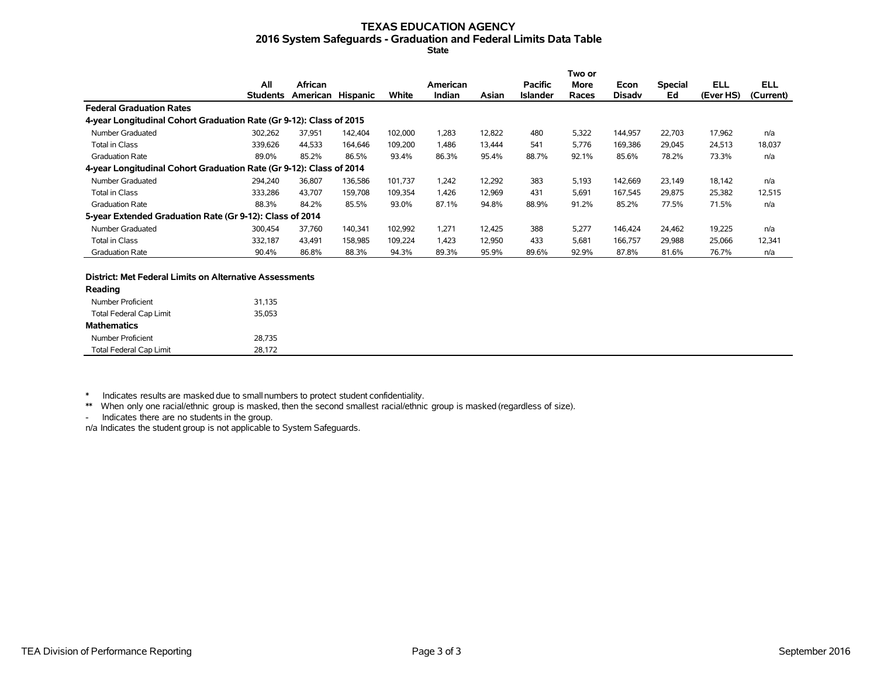# TEXAS EDUCATION AGENCY
## 2016 System Safeguards - Graduation and Federal Limits Data Table
### State

| | All Students | African American | Hispanic | White | American Indian | Asian | Pacific Islander | Two or More Races | Econ Disadv | Special Ed | ELL (Ever HS) | ELL (Current) |
|---|---|---|---|---|---|---|---|---|---|---|---|---|
| **Federal Graduation Rates** | | | | | | | | | | | | |
| **4-year Longitudinal Cohort Graduation Rate (Gr 9-12): Class of 2015** | | | | | | | | | | | | |
| Number Graduated | 302,262 | 37,951 | 142,404 | 102,000 | 1,283 | 12,822 | 480 | 5,322 | 144,957 | 22,703 | 17,962 | n/a |
| Total in Class | 339,626 | 44,533 | 164,646 | 109,200 | 1,486 | 13,444 | 541 | 5,776 | 169,386 | 29,045 | 24,513 | 18,037 |
| Graduation Rate | 89.0% | 85.2% | 86.5% | 93.4% | 86.3% | 95.4% | 88.7% | 92.1% | 85.6% | 78.2% | 73.3% | n/a |
| **4-year Longitudinal Cohort Graduation Rate (Gr 9-12): Class of 2014** | | | | | | | | | | | | |
| Number Graduated | 294,240 | 36,807 | 136,586 | 101,737 | 1,242 | 12,292 | 383 | 5,193 | 142,669 | 23,149 | 18,142 | n/a |
| Total in Class | 333,286 | 43,707 | 159,708 | 109,354 | 1,426 | 12,969 | 431 | 5,691 | 167,545 | 29,875 | 25,382 | 12,515 |
| Graduation Rate | 88.3% | 84.2% | 85.5% | 93.0% | 87.1% | 94.8% | 88.9% | 91.2% | 85.2% | 77.5% | 71.5% | n/a |
| **5-year Extended Graduation Rate (Gr 9-12): Class of 2014** | | | | | | | | | | | | |
| Number Graduated | 300,454 | 37,760 | 140,341 | 102,992 | 1,271 | 12,425 | 388 | 5,277 | 146,424 | 24,462 | 19,225 | n/a |
| Total in Class | 332,187 | 43,491 | 158,985 | 109,224 | 1,423 | 12,950 | 433 | 5,681 | 166,757 | 29,988 | 25,066 | 12,341 |
| Graduation Rate | 90.4% | 86.8% | 88.3% | 94.3% | 89.3% | 95.9% | 89.6% | 92.9% | 87.8% | 81.6% | 76.7% | n/a |

| District: Met Federal Limits on Alternative Assessments | |
|---|---|
| **Reading** | |
| Number Proficient | 31,135 |
| Total Federal Cap Limit | 35,053 |
| **Mathematics** | |
| Number Proficient | 28,735 |
| Total Federal Cap Limit | 28,172 |

\* Indicates results are masked due to small numbers to protect student confidentiality.

\** When only one racial/ethnic group is masked, then the second smallest racial/ethnic group is masked (regardless of size).

\- Indicates there are no students in the group.

n/a Indicates the student group is not applicable to System Safeguards.